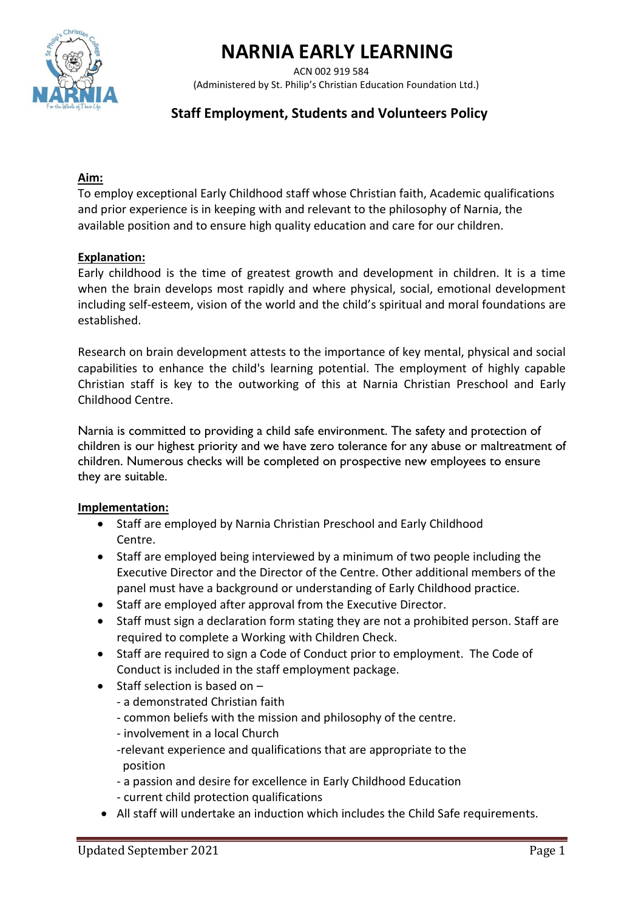# NARNIA EARLY LEARNING

ACN 002 919 584
(Administered by St. Philip's Christian Education Foundation Ltd.)

## Staff Employment, Students and Volunteers Policy

**Aim:**

To employ exceptional Early Childhood staff whose Christian faith, Academic qualifications and prior experience is in keeping with and relevant to the philosophy of Narnia, the available position and to ensure high quality education and care for our children.

**Explanation:**

Early childhood is the time of greatest growth and development in children. It is a time when the brain develops most rapidly and where physical, social, emotional development including self-esteem, vision of the world and the child's spiritual and moral foundations are established.

Research on brain development attests to the importance of key mental, physical and social capabilities to enhance the child's learning potential. The employment of highly capable Christian staff is key to the outworking of this at Narnia Christian Preschool and Early Childhood Centre.

Narnia is committed to providing a child safe environment. The safety and protection of children is our highest priority and we have zero tolerance for any abuse or maltreatment of children. Numerous checks will be completed on prospective new employees to ensure they are suitable.

**Implementation:**

- Staff are employed by Narnia Christian Preschool and Early Childhood Centre.
- Staff are employed being interviewed by a minimum of two people including the Executive Director and the Director of the Centre. Other additional members of the panel must have a background or understanding of Early Childhood practice.
- Staff are employed after approval from the Executive Director.
- Staff must sign a declaration form stating they are not a prohibited person. Staff are required to complete a Working with Children Check.
- Staff are required to sign a Code of Conduct prior to employment. The Code of Conduct is included in the staff employment package.
- Staff selection is based on –
  - a demonstrated Christian faith
  - common beliefs with the mission and philosophy of the centre.
  - involvement in a local Church
  - relevant experience and qualifications that are appropriate to the position
  - a passion and desire for excellence in Early Childhood Education
  - current child protection qualifications
- All staff will undertake an induction which includes the Child Safe requirements.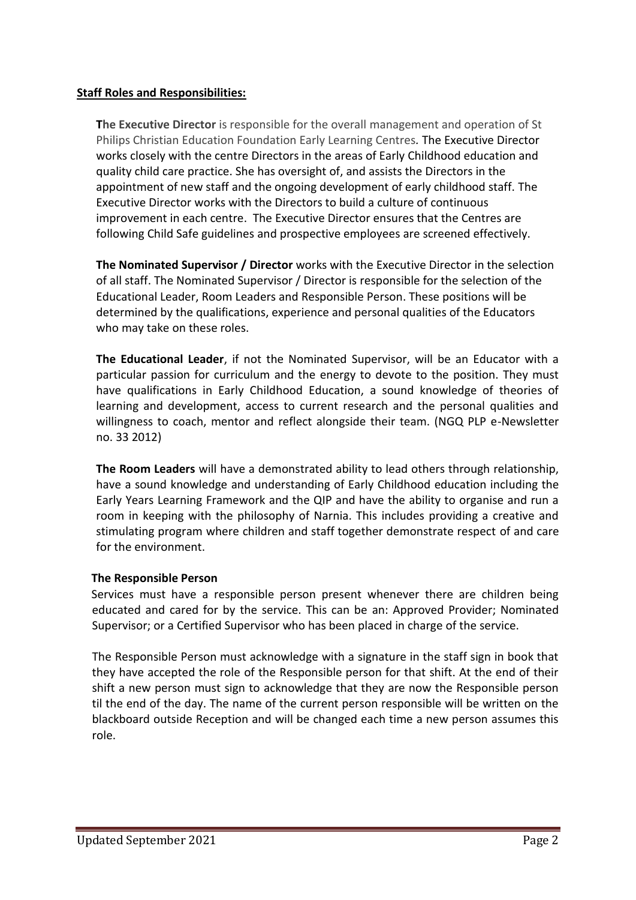**Staff Roles and Responsibilities:**

**The Executive Director** is responsible for the overall management and operation of St Philips Christian Education Foundation Early Learning Centres. The Executive Director works closely with the centre Directors in the areas of Early Childhood education and quality child care practice. She has oversight of, and assists the Directors in the appointment of new staff and the ongoing development of early childhood staff. The Executive Director works with the Directors to build a culture of continuous improvement in each centre. The Executive Director ensures that the Centres are following Child Safe guidelines and prospective employees are screened effectively.

**The Nominated Supervisor / Director** works with the Executive Director in the selection of all staff. The Nominated Supervisor / Director is responsible for the selection of the Educational Leader, Room Leaders and Responsible Person. These positions will be determined by the qualifications, experience and personal qualities of the Educators who may take on these roles.

**The Educational Leader**, if not the Nominated Supervisor, will be an Educator with a particular passion for curriculum and the energy to devote to the position. They must have qualifications in Early Childhood Education, a sound knowledge of theories of learning and development, access to current research and the personal qualities and willingness to coach, mentor and reflect alongside their team. (NGQ PLP e-Newsletter no. 33 2012)

**The Room Leaders** will have a demonstrated ability to lead others through relationship, have a sound knowledge and understanding of Early Childhood education including the Early Years Learning Framework and the QIP and have the ability to organise and run a room in keeping with the philosophy of Narnia. This includes providing a creative and stimulating program where children and staff together demonstrate respect of and care for the environment.

**The Responsible Person**

Services must have a responsible person present whenever there are children being educated and cared for by the service. This can be an: Approved Provider; Nominated Supervisor; or a Certified Supervisor who has been placed in charge of the service.

The Responsible Person must acknowledge with a signature in the staff sign in book that they have accepted the role of the Responsible person for that shift. At the end of their shift a new person must sign to acknowledge that they are now the Responsible person til the end of the day. The name of the current person responsible will be written on the blackboard outside Reception and will be changed each time a new person assumes this role.

Updated September 2021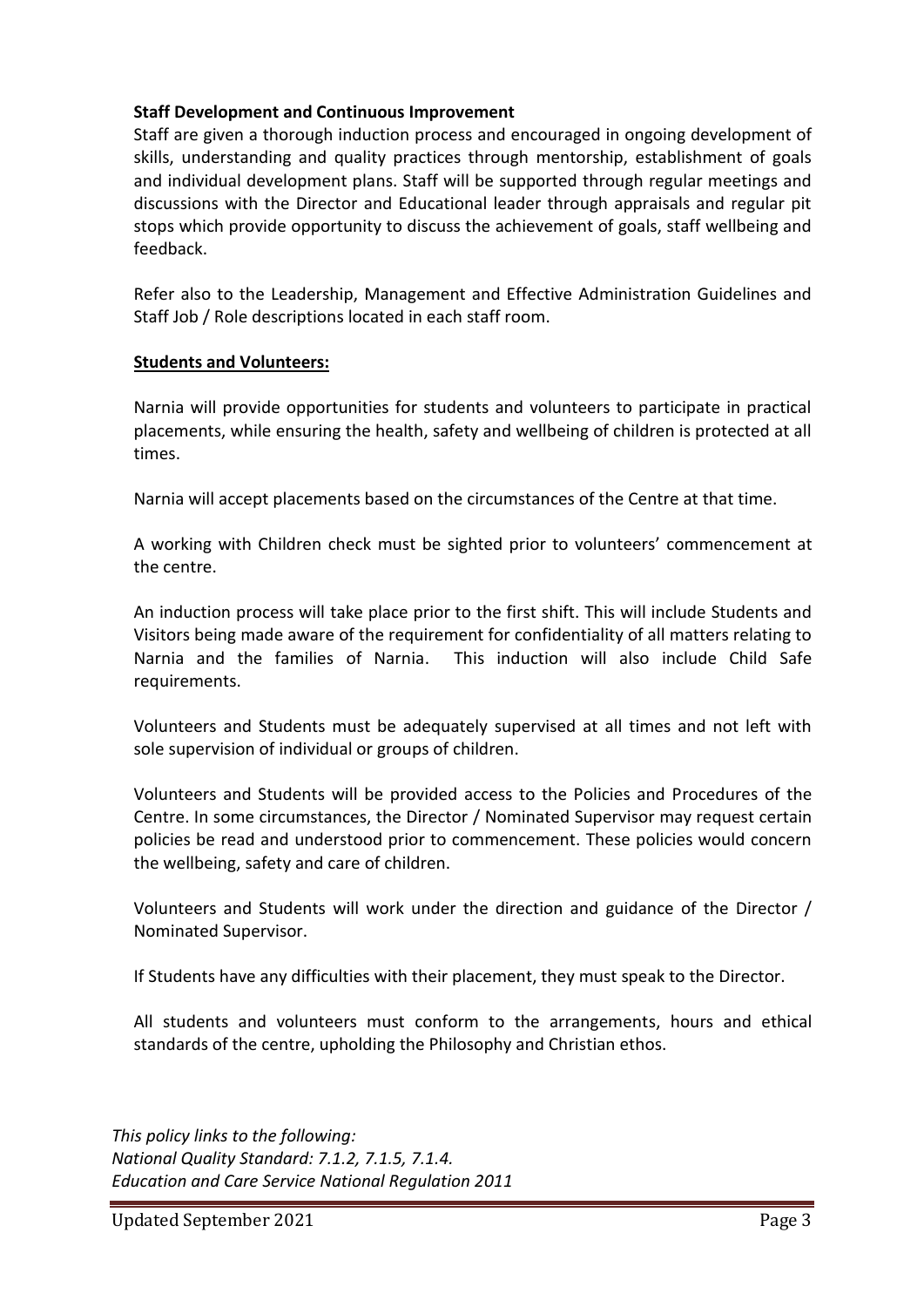**Staff Development and Continuous Improvement**

Staff are given a thorough induction process and encouraged in ongoing development of skills, understanding and quality practices through mentorship, establishment of goals and individual development plans. Staff will be supported through regular meetings and discussions with the Director and Educational leader through appraisals and regular pit stops which provide opportunity to discuss the achievement of goals, staff wellbeing and feedback.

Refer also to the Leadership, Management and Effective Administration Guidelines and Staff Job / Role descriptions located in each staff room.

**Students and Volunteers:**

Narnia will provide opportunities for students and volunteers to participate in practical placements, while ensuring the health, safety and wellbeing of children is protected at all times.

Narnia will accept placements based on the circumstances of the Centre at that time.

A working with Children check must be sighted prior to volunteers' commencement at the centre.

An induction process will take place prior to the first shift. This will include Students and Visitors being made aware of the requirement for confidentiality of all matters relating to Narnia and the families of Narnia. This induction will also include Child Safe requirements.

Volunteers and Students must be adequately supervised at all times and not left with sole supervision of individual or groups of children.

Volunteers and Students will be provided access to the Policies and Procedures of the Centre. In some circumstances, the Director / Nominated Supervisor may request certain policies be read and understood prior to commencement. These policies would concern the wellbeing, safety and care of children.

Volunteers and Students will work under the direction and guidance of the Director / Nominated Supervisor.

If Students have any difficulties with their placement, they must speak to the Director.

All students and volunteers must conform to the arrangements, hours and ethical standards of the centre, upholding the Philosophy and Christian ethos.

*This policy links to the following:*
*National Quality Standard: 7.1.2, 7.1.5, 7.1.4.*
*Education and Care Service National Regulation 2011*

Updated September 2021